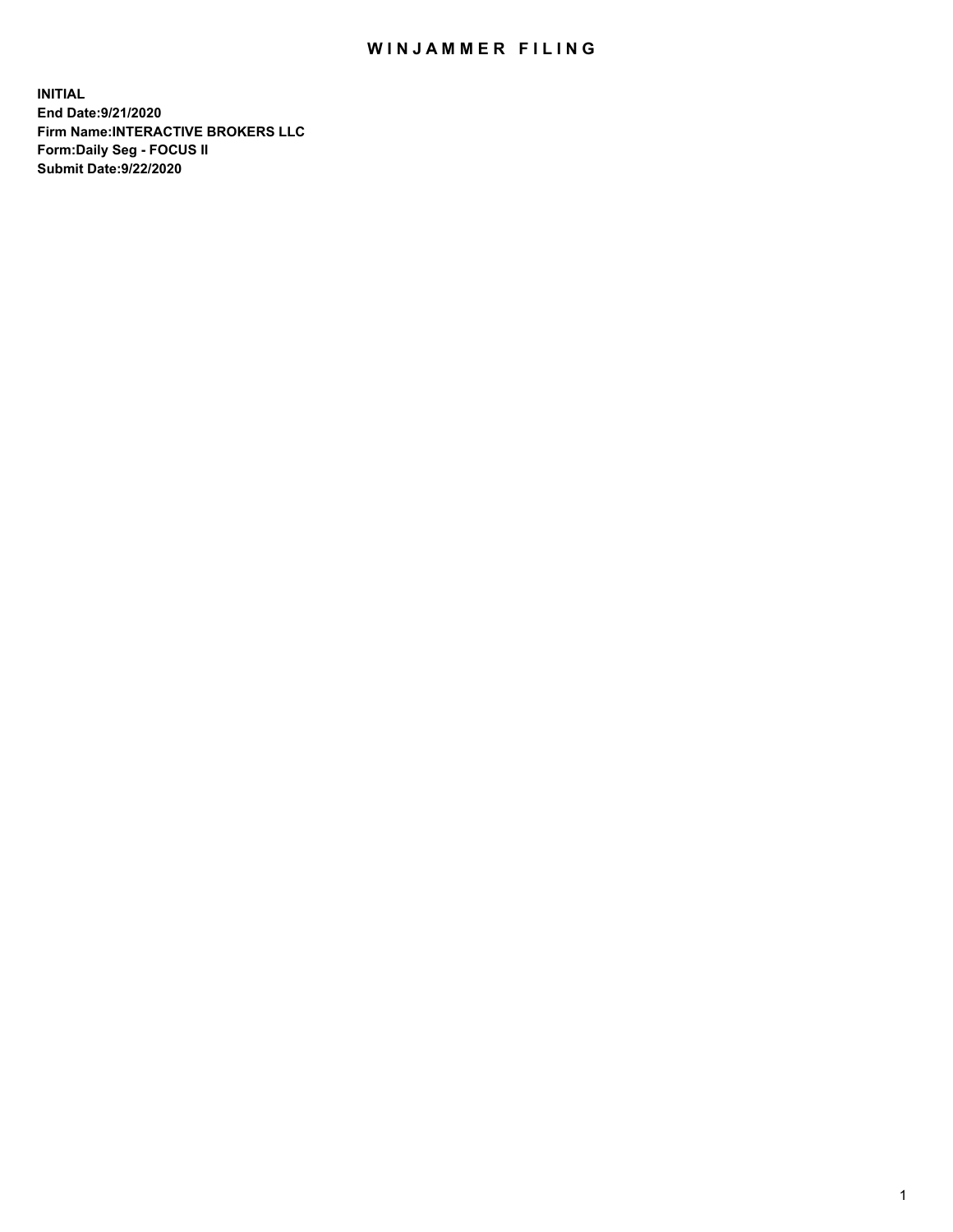# WINJAMMER FILING

**INITIAL**
**End Date:9/21/2020**
**Firm Name:INTERACTIVE BROKERS LLC**
**Form:Daily Seg - FOCUS II**
**Submit Date:9/22/2020**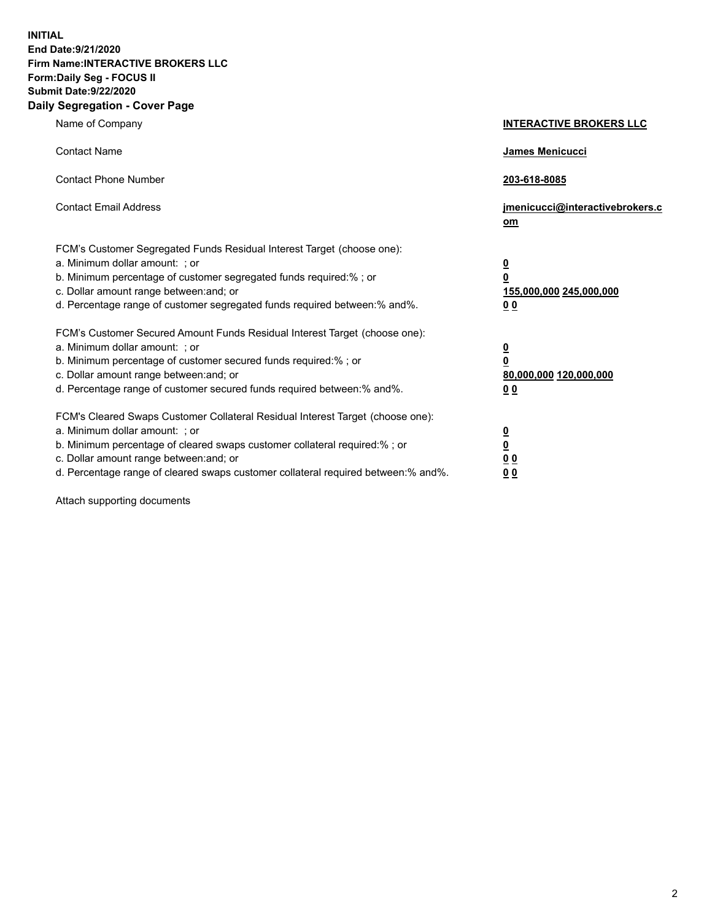**INITIAL**
**End Date:9/21/2020**
**Firm Name:INTERACTIVE BROKERS LLC**
**Form:Daily Seg - FOCUS II**
**Submit Date:9/22/2020**
**Daily Segregation - Cover Page**

| | |
|---|---|
| Name of Company | **INTERACTIVE BROKERS LLC** |
| Contact Name | **James Menicucci** |
| Contact Phone Number | **203-618-8085** |
| Contact Email Address | **jmenicucci@interactivebrokers.com** |

FCM's Customer Segregated Funds Residual Interest Target (choose one):

| | |
|---|---|
| a. Minimum dollar amount: ; or | **0** |
| b. Minimum percentage of customer segregated funds required:% ; or | **0** |
| c. Dollar amount range between:and; or | **155,000,000 245,000,000** |
| d. Percentage range of customer segregated funds required between:% and%. | **0 0** |

FCM's Customer Secured Amount Funds Residual Interest Target (choose one):

| | |
|---|---|
| a. Minimum dollar amount: ; or | **0** |
| b. Minimum percentage of customer secured funds required:% ; or | **0** |
| c. Dollar amount range between:and; or | **80,000,000 120,000,000** |
| d. Percentage range of customer secured funds required between:% and%. | **0 0** |

FCM's Cleared Swaps Customer Collateral Residual Interest Target (choose one):

| | |
|---|---|
| a. Minimum dollar amount: ; or | **0** |
| b. Minimum percentage of cleared swaps customer collateral required:% ; or | **0** |
| c. Dollar amount range between:and; or | **0 0** |
| d. Percentage range of cleared swaps customer collateral required between:% and%. | **0 0** |

Attach supporting documents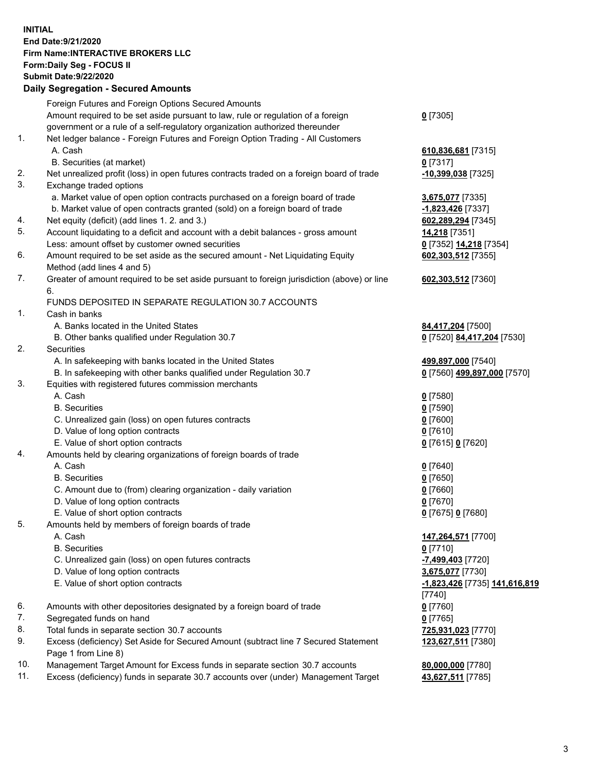**INITIAL**
**End Date:9/21/2020**
**Firm Name:INTERACTIVE BROKERS LLC**
**Form:Daily Seg - FOCUS II**
**Submit Date:9/22/2020**

**Daily Segregation - Secured Amounts**

| | | |
|---|---|---|
| | Foreign Futures and Foreign Options Secured Amounts | |
| | Amount required to be set aside pursuant to law, rule or regulation of a foreign government or a rule of a self-regulatory organization authorized thereunder | 0 [7305] |
| 1. | Net ledger balance - Foreign Futures and Foreign Option Trading - All Customers | |
| | A. Cash | 610,836,681 [7315] |
| | B. Securities (at market) | 0 [7317] |
| 2. | Net unrealized profit (loss) in open futures contracts traded on a foreign board of trade | -10,399,038 [7325] |
| 3. | Exchange traded options | |
| | a. Market value of open option contracts purchased on a foreign board of trade | 3,675,077 [7335] |
| | b. Market value of open contracts granted (sold) on a foreign board of trade | -1,823,426 [7337] |
| 4. | Net equity (deficit) (add lines 1. 2. and 3.) | 602,289,294 [7345] |
| 5. | Account liquidating to a deficit and account with a debit balances - gross amount | 14,218 [7351] |
| | Less: amount offset by customer owned securities | 0 [7352] 14,218 [7354] |
| 6. | Amount required to be set aside as the secured amount - Net Liquidating Equity Method (add lines 4 and 5) | 602,303,512 [7355] |
| 7. | Greater of amount required to be set aside pursuant to foreign jurisdiction (above) or line 6. | 602,303,512 [7360] |
| | FUNDS DEPOSITED IN SEPARATE REGULATION 30.7 ACCOUNTS | |
| 1. | Cash in banks | |
| | A. Banks located in the United States | 84,417,204 [7500] |
| | B. Other banks qualified under Regulation 30.7 | 0 [7520] 84,417,204 [7530] |
| 2. | Securities | |
| | A. In safekeeping with banks located in the United States | 499,897,000 [7540] |
| | B. In safekeeping with other banks qualified under Regulation 30.7 | 0 [7560] 499,897,000 [7570] |
| 3. | Equities with registered futures commission merchants | |
| | A. Cash | 0 [7580] |
| | B. Securities | 0 [7590] |
| | C. Unrealized gain (loss) on open futures contracts | 0 [7600] |
| | D. Value of long option contracts | 0 [7610] |
| | E. Value of short option contracts | 0 [7615] 0 [7620] |
| 4. | Amounts held by clearing organizations of foreign boards of trade | |
| | A. Cash | 0 [7640] |
| | B. Securities | 0 [7650] |
| | C. Amount due to (from) clearing organization - daily variation | 0 [7660] |
| | D. Value of long option contracts | 0 [7670] |
| | E. Value of short option contracts | 0 [7675] 0 [7680] |
| 5. | Amounts held by members of foreign boards of trade | |
| | A. Cash | 147,264,571 [7700] |
| | B. Securities | 0 [7710] |
| | C. Unrealized gain (loss) on open futures contracts | -7,499,403 [7720] |
| | D. Value of long option contracts | 3,675,077 [7730] |
| | E. Value of short option contracts | -1,823,426 [7735] 141,616,819 [7740] |
| 6. | Amounts with other depositories designated by a foreign board of trade | 0 [7760] |
| 7. | Segregated funds on hand | 0 [7765] |
| 8. | Total funds in separate section 30.7 accounts | 725,931,023 [7770] |
| 9. | Excess (deficiency) Set Aside for Secured Amount (subtract line 7 Secured Statement Page 1 from Line 8) | 123,627,511 [7380] |
| 10. | Management Target Amount for Excess funds in separate section 30.7 accounts | 80,000,000 [7780] |
| 11. | Excess (deficiency) funds in separate 30.7 accounts over (under) Management Target | 43,627,511 [7785] |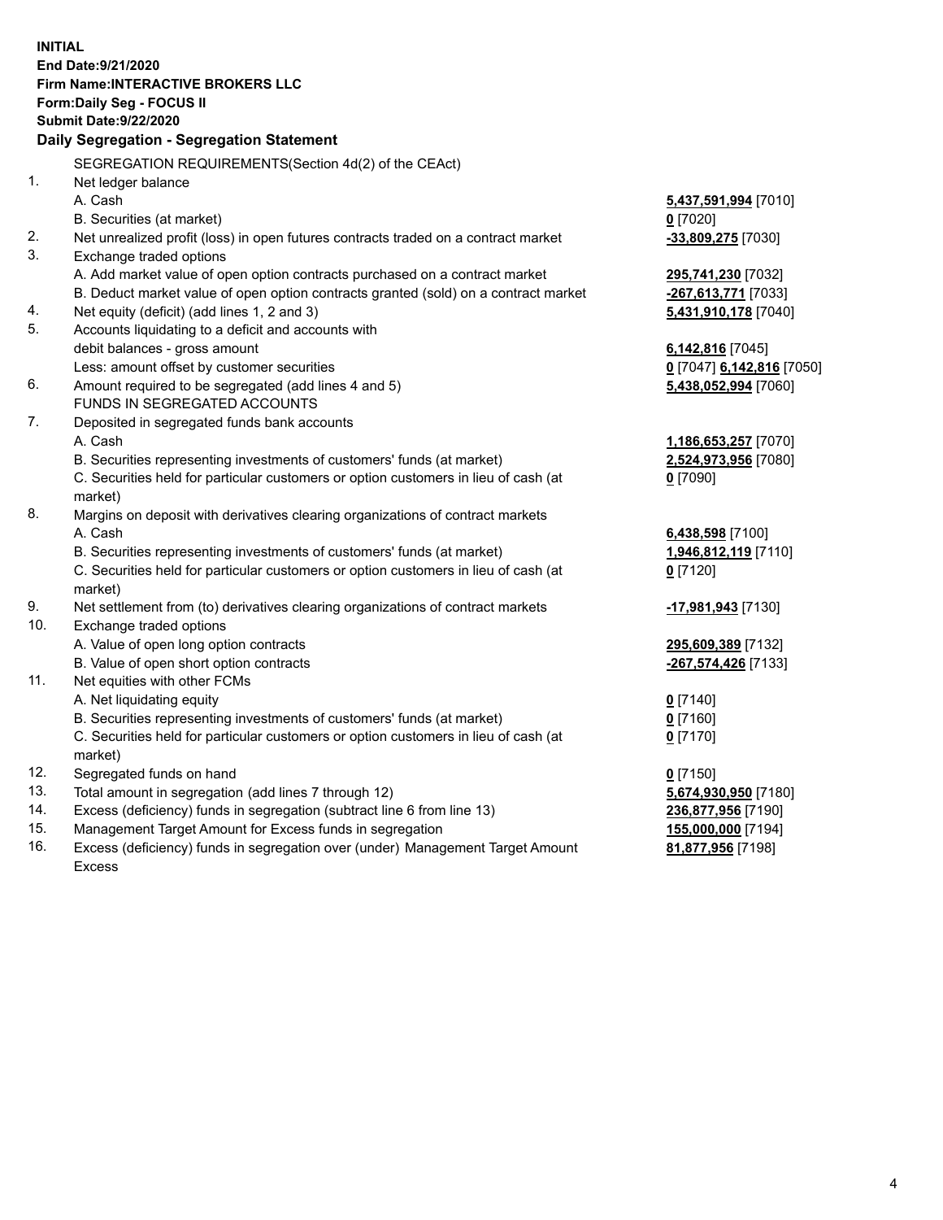**INITIAL**
**End Date:9/21/2020**
**Firm Name:INTERACTIVE BROKERS LLC**
**Form:Daily Seg - FOCUS II**
**Submit Date:9/22/2020**
**Daily Segregation - Segregation Statement**

SEGREGATION REQUIREMENTS(Section 4d(2) of the CEAct)

| | | |
|---|---|---|
| 1. | Net ledger balance | |
| | A. Cash | **5,437,591,994** [7010] |
| | B. Securities (at market) | **0** [7020] |
| 2. | Net unrealized profit (loss) in open futures contracts traded on a contract market | **-33,809,275** [7030] |
| 3. | Exchange traded options | |
| | A. Add market value of open option contracts purchased on a contract market | **295,741,230** [7032] |
| | B. Deduct market value of open option contracts granted (sold) on a contract market | **-267,613,771** [7033] |
| 4. | Net equity (deficit) (add lines 1, 2 and 3) | **5,431,910,178** [7040] |
| 5. | Accounts liquidating to a deficit and accounts with debit balances - gross amount | **6,142,816** [7045] |
| | Less: amount offset by customer securities | **0** [7047] **6,142,816** [7050] |
| 6. | Amount required to be segregated (add lines 4 and 5) | **5,438,052,994** [7060] |
| | FUNDS IN SEGREGATED ACCOUNTS | |
| 7. | Deposited in segregated funds bank accounts | |
| | A. Cash | **1,186,653,257** [7070] |
| | B. Securities representing investments of customers' funds (at market) | **2,524,973,956** [7080] |
| | C. Securities held for particular customers or option customers in lieu of cash (at market) | **0** [7090] |
| 8. | Margins on deposit with derivatives clearing organizations of contract markets | |
| | A. Cash | **6,438,598** [7100] |
| | B. Securities representing investments of customers' funds (at market) | **1,946,812,119** [7110] |
| | C. Securities held for particular customers or option customers in lieu of cash (at market) | **0** [7120] |
| 9. | Net settlement from (to) derivatives clearing organizations of contract markets | **-17,981,943** [7130] |
| 10. | Exchange traded options | |
| | A. Value of open long option contracts | **295,609,389** [7132] |
| | B. Value of open short option contracts | **-267,574,426** [7133] |
| 11. | Net equities with other FCMs | |
| | A. Net liquidating equity | **0** [7140] |
| | B. Securities representing investments of customers' funds (at market) | **0** [7160] |
| | C. Securities held for particular customers or option customers in lieu of cash (at market) | **0** [7170] |
| 12. | Segregated funds on hand | **0** [7150] |
| 13. | Total amount in segregation (add lines 7 through 12) | **5,674,930,950** [7180] |
| 14. | Excess (deficiency) funds in segregation (subtract line 6 from line 13) | **236,877,956** [7190] |
| 15. | Management Target Amount for Excess funds in segregation | **155,000,000** [7194] |
| 16. | Excess (deficiency) funds in segregation over (under) Management Target Amount Excess | **81,877,956** [7198] |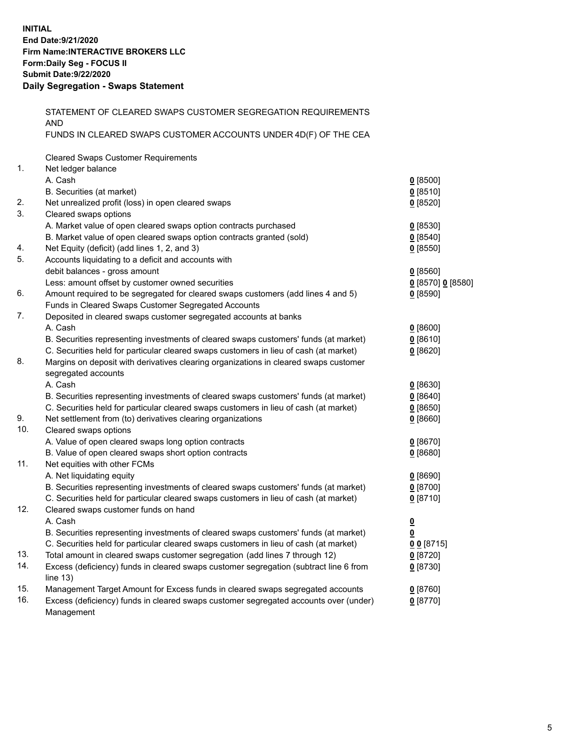**INITIAL**
**End Date:9/21/2020**
**Firm Name:INTERACTIVE BROKERS LLC**
**Form:Daily Seg - FOCUS II**
**Submit Date:9/22/2020**
**Daily Segregation - Swaps Statement**

STATEMENT OF CLEARED SWAPS CUSTOMER SEGREGATION REQUIREMENTS AND FUNDS IN CLEARED SWAPS CUSTOMER ACCOUNTS UNDER 4D(F) OF THE CEA

| | | |
|---|---|---|
| | Cleared Swaps Customer Requirements | |
| 1. | Net ledger balance | |
| | A. Cash | 0 [8500] |
| | B. Securities (at market) | 0 [8510] |
| 2. | Net unrealized profit (loss) in open cleared swaps | 0 [8520] |
| 3. | Cleared swaps options | |
| | A. Market value of open cleared swaps option contracts purchased | 0 [8530] |
| | B. Market value of open cleared swaps option contracts granted (sold) | 0 [8540] |
| 4. | Net Equity (deficit) (add lines 1, 2, and 3) | 0 [8550] |
| 5. | Accounts liquidating to a deficit and accounts with debit balances - gross amount | 0 [8560] |
| | Less: amount offset by customer owned securities | 0 [8570] 0 [8580] |
| 6. | Amount required to be segregated for cleared swaps customers (add lines 4 and 5) | 0 [8590] |
| | Funds in Cleared Swaps Customer Segregated Accounts | |
| 7. | Deposited in cleared swaps customer segregated accounts at banks | |
| | A. Cash | 0 [8600] |
| | B. Securities representing investments of cleared swaps customers' funds (at market) | 0 [8610] |
| | C. Securities held for particular cleared swaps customers in lieu of cash (at market) | 0 [8620] |
| 8. | Margins on deposit with derivatives clearing organizations in cleared swaps customer segregated accounts | |
| | A. Cash | 0 [8630] |
| | B. Securities representing investments of cleared swaps customers' funds (at market) | 0 [8640] |
| | C. Securities held for particular cleared swaps customers in lieu of cash (at market) | 0 [8650] |
| 9. | Net settlement from (to) derivatives clearing organizations | 0 [8660] |
| 10. | Cleared swaps options | |
| | A. Value of open cleared swaps long option contracts | 0 [8670] |
| | B. Value of open cleared swaps short option contracts | 0 [8680] |
| 11. | Net equities with other FCMs | |
| | A. Net liquidating equity | 0 [8690] |
| | B. Securities representing investments of cleared swaps customers' funds (at market) | 0 [8700] |
| | C. Securities held for particular cleared swaps customers in lieu of cash (at market) | 0 [8710] |
| 12. | Cleared swaps customer funds on hand | |
| | A. Cash | 0 |
| | B. Securities representing investments of cleared swaps customers' funds (at market) | 0 |
| | C. Securities held for particular cleared swaps customers in lieu of cash (at market) | 0 0 [8715] |
| 13. | Total amount in cleared swaps customer segregation (add lines 7 through 12) | 0 [8720] |
| 14. | Excess (deficiency) funds in cleared swaps customer segregation (subtract line 6 from line 13) | 0 [8730] |
| 15. | Management Target Amount for Excess funds in cleared swaps segregated accounts | 0 [8760] |
| 16. | Excess (deficiency) funds in cleared swaps customer segregated accounts over (under) Management | 0 [8770] |